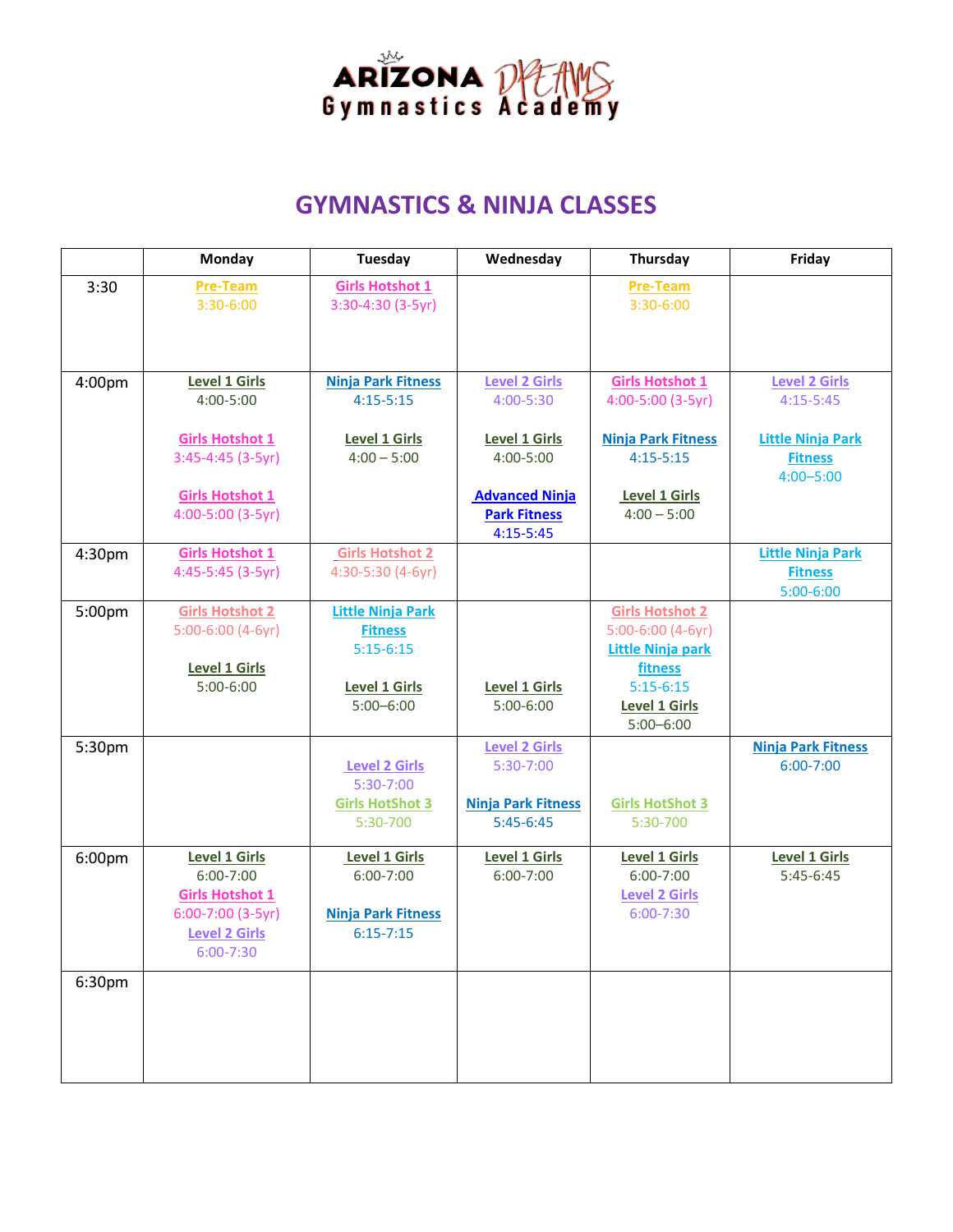# ARIZONA DREAMS Gymnastics Academy

## GYMNASTICS & NINJA CLASSES

| | Monday | Tuesday | Wednesday | Thursday | Friday |
|---|---|---|---|---|---|
| 3:30 | Pre-Team 3:30-6:00 | Girls Hotshot 1 3:30-4:30 (3-5yr) | | Pre-Team 3:30-6:00 | |
| 4:00pm | Level 1 Girls 4:00-5:00<br><br>Girls Hotshot 1 3:45-4:45 (3-5yr)<br><br>Girls Hotshot 1 4:00-5:00 (3-5yr) | Ninja Park Fitness 4:15-5:15<br><br>Level 1 Girls 4:00 – 5:00 | Level 2 Girls 4:00-5:30<br><br>Level 1 Girls 4:00-5:00<br><br>Advanced Ninja Park Fitness 4:15-5:45 | Girls Hotshot 1 4:00-5:00 (3-5yr)<br><br>Ninja Park Fitness 4:15-5:15<br><br>Level 1 Girls 4:00 – 5:00 | Level 2 Girls 4:15-5:45<br><br>Little Ninja Park Fitness 4:00–5:00 |
| 4:30pm | Girls Hotshot 1 4:45-5:45 (3-5yr) | Girls Hotshot 2 4:30-5:30 (4-6yr) | | | Little Ninja Park Fitness 5:00-6:00 |
| 5:00pm | Girls Hotshot 2 5:00-6:00 (4-6yr)<br><br>Level 1 Girls 5:00-6:00 | Little Ninja Park Fitness 5:15-6:15<br><br>Level 1 Girls 5:00–6:00 | Level 1 Girls 5:00-6:00 | Girls Hotshot 2 5:00-6:00 (4-6yr)<br>Little Ninja park fitness 5:15-6:15<br>Level 1 Girls 5:00–6:00 | |
| 5:30pm | | Level 2 Girls 5:30-7:00<br>Girls HotShot 3 5:30-700 | Level 2 Girls 5:30-7:00<br><br>Ninja Park Fitness 5:45-6:45 | Girls HotShot 3 5:30-700 | Ninja Park Fitness 6:00-7:00 |
| 6:00pm | Level 1 Girls 6:00-7:00<br>Girls Hotshot 1 6:00-7:00 (3-5yr)<br>Level 2 Girls 6:00-7:30 | Level 1 Girls 6:00-7:00<br><br>Ninja Park Fitness 6:15-7:15 | Level 1 Girls 6:00-7:00 | Level 1 Girls 6:00-7:00<br>Level 2 Girls 6:00-7:30 | Level 1 Girls 5:45-6:45 |
| 6:30pm | | | | | |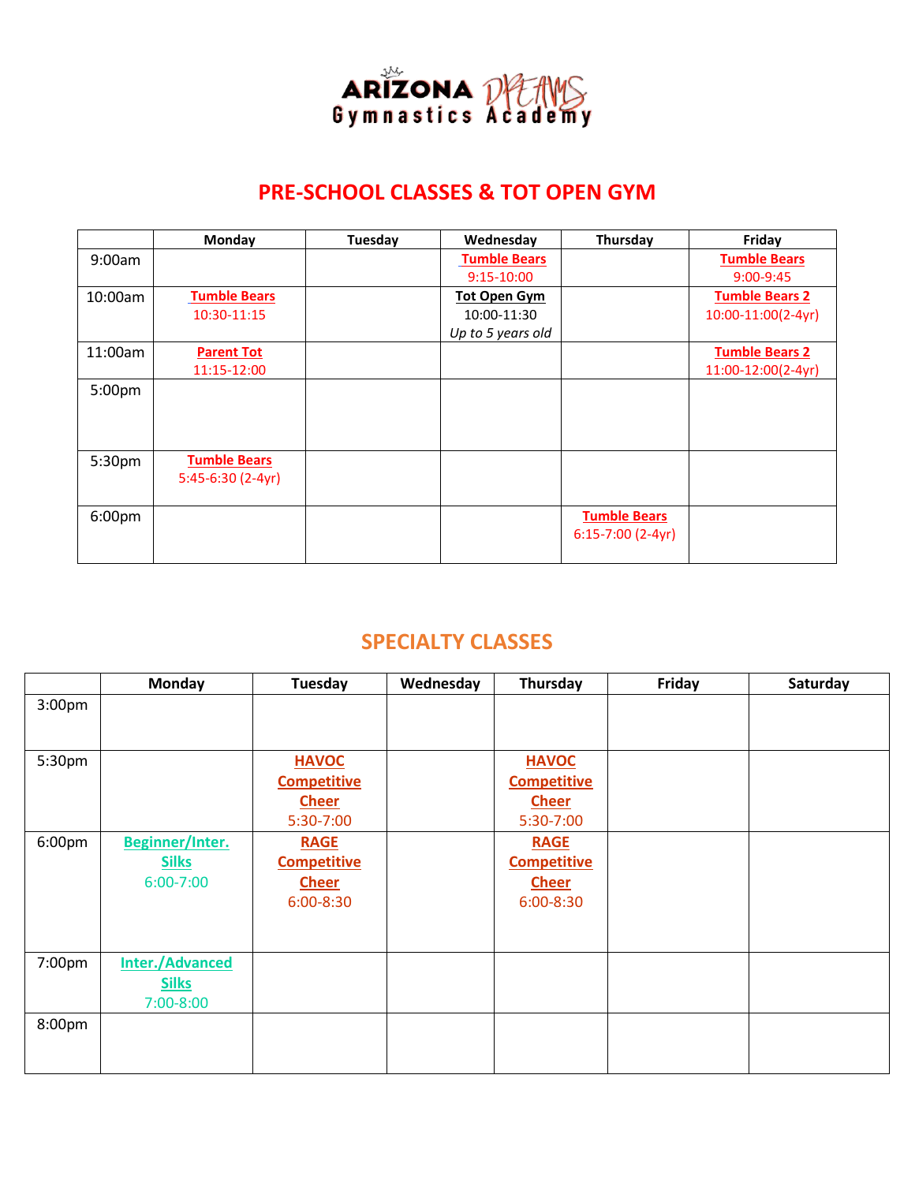ARIZONA DREAMS Gymnastics Academy

## PRE-SCHOOL CLASSES & TOT OPEN GYM

| | Monday | Tuesday | Wednesday | Thursday | Friday |
|---|---|---|---|---|---|
| 9:00am | | | **Tumble Bears** 9:15-10:00 | | **Tumble Bears** 9:00-9:45 |
| 10:00am | **Tumble Bears** 10:30-11:15 | | **Tot Open Gym** 10:00-11:30 *Up to 5 years old* | | **Tumble Bears 2** 10:00-11:00(2-4yr) |
| 11:00am | **Parent Tot** 11:15-12:00 | | | | **Tumble Bears 2** 11:00-12:00(2-4yr) |
| 5:00pm | | | | | |
| 5:30pm | **Tumble Bears** 5:45-6:30 (2-4yr) | | | | |
| 6:00pm | | | | **Tumble Bears** 6:15-7:00 (2-4yr) | |

## SPECIALTY CLASSES

| | Monday | Tuesday | Wednesday | Thursday | Friday | Saturday |
|---|---|---|---|---|---|---|
| 3:00pm | | | | | | |
| 5:30pm | | **HAVOC Competitive Cheer** 5:30-7:00 | | **HAVOC Competitive Cheer** 5:30-7:00 | | |
| 6:00pm | **Beginner/Inter. Silks** 6:00-7:00 | **RAGE Competitive Cheer** 6:00-8:30 | | **RAGE Competitive Cheer** 6:00-8:30 | | |
| 7:00pm | **Inter./Advanced Silks** 7:00-8:00 | | | | | |
| 8:00pm | | | | | | |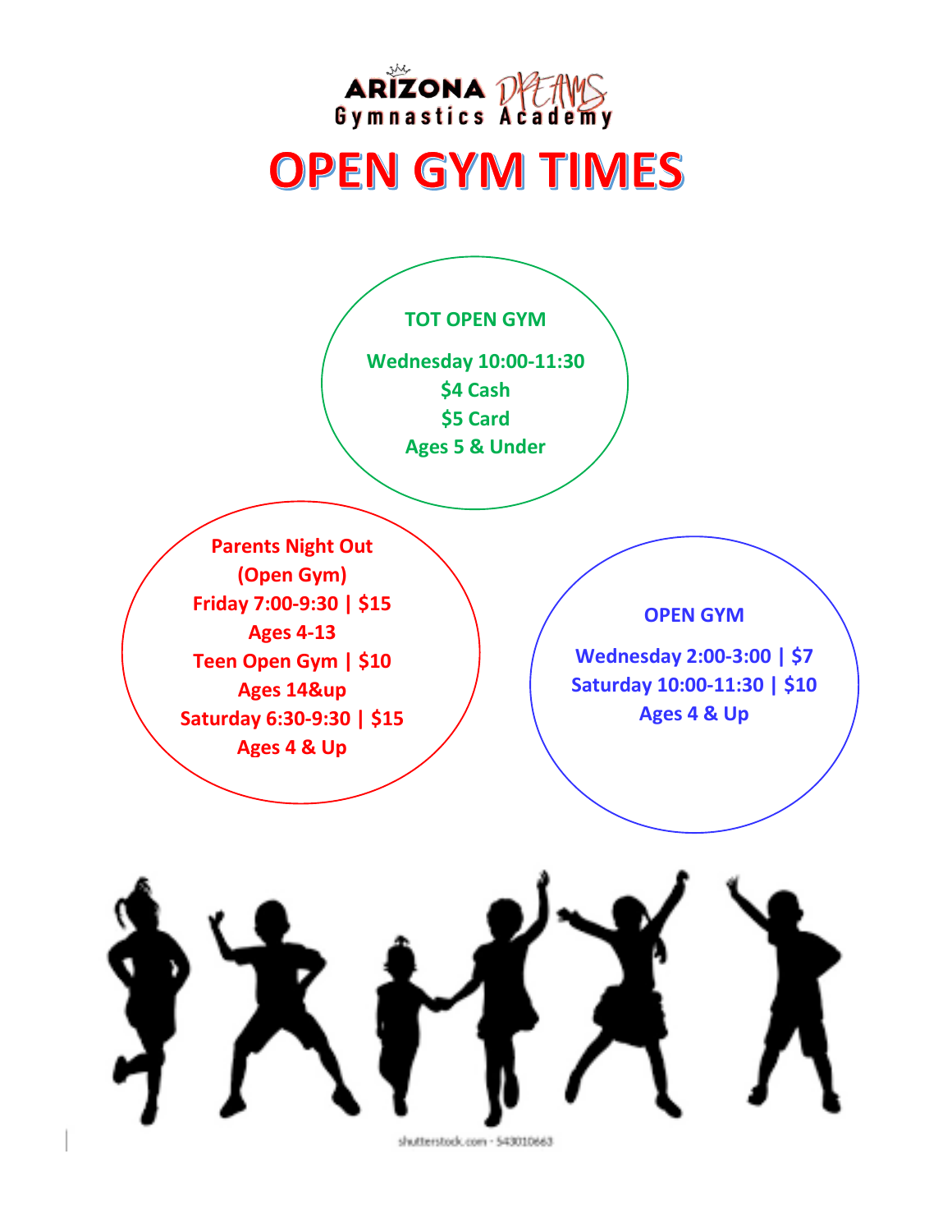ARIZONA DREAMS Gymnastics Academy

# OPEN GYM TIMES

**TOT OPEN GYM**

**Wednesday 10:00-11:30**
**$4 Cash**
**$5 Card**
**Ages 5 & Under**

**Parents Night Out**
**(Open Gym)**
**Friday 7:00-9:30 | $15**
**Ages 4-13**
**Teen Open Gym | $10**
**Ages 14&up**
**Saturday 6:30-9:30 | $15**
**Ages 4 & Up**

**OPEN GYM**

**Wednesday 2:00-3:00 | $7**
**Saturday 10:00-11:30 | $10**
**Ages 4 & Up**

shutterstock.com · 543010663